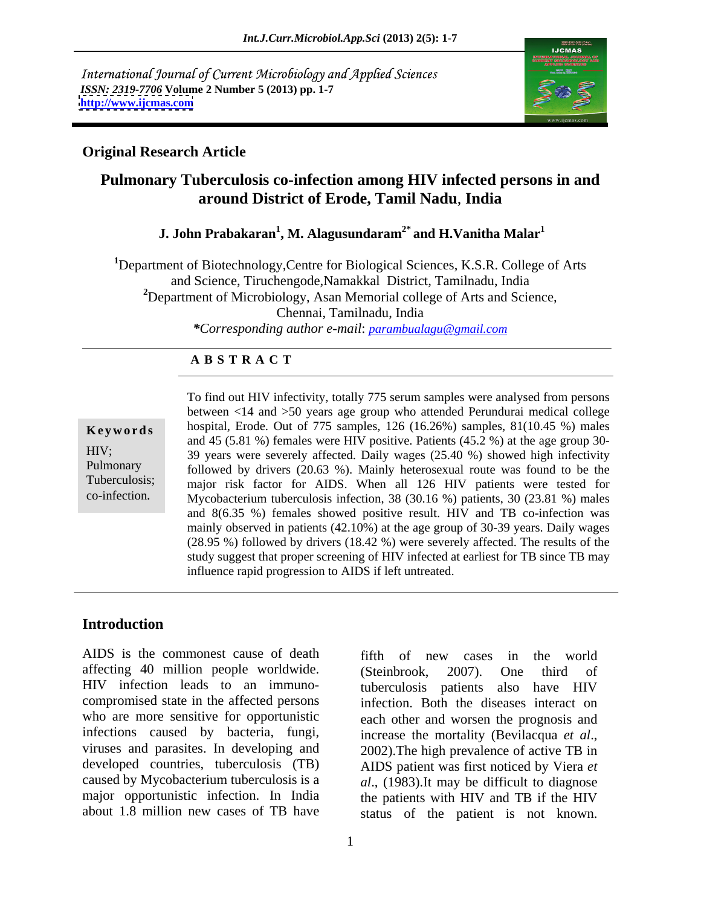International Journal of Current Microbiology and Applied Sciences
*ISSN: 2319-7706* **Volume 2 Number 5 (2013) pp. 1-7**
**http://www.ijcmas.com**

**Original Research Article**

# Pulmonary Tuberculosis co-infection among HIV infected persons in and around District of Erode, Tamil Nadu, India

**J. John Prabakaran[1], M. Alagusundaram[2*] and H.Vanitha Malar[1]**

[1]Department of Biotechnology,Centre for Biological Sciences, K.S.R. College of Arts and Science, Tiruchengode,Namakkal District, Tamilnadu, India
[2]Department of Microbiology, Asan Memorial college of Arts and Science, Chennai, Tamilnadu, India
**\***Corresponding author e-mail*: parambualagu@gmail.com

**A B S T R A C T**

**Keywords**

HIV; Pulmonary Tuberculosis; co-infection.

To find out HIV infectivity, totally 775 serum samples were analysed from persons between <14 and >50 years age group who attended Perundurai medical college hospital, Erode. Out of 775 samples, 126 (16.26%) samples, 81(10.45 %) males and 45 (5.81 %) females were HIV positive. Patients (45.2 %) at the age group 30-39 years were severely affected. Daily wages (25.40 %) showed high infectivity followed by drivers (20.63 %). Mainly heterosexual route was found to be the major risk factor for AIDS. When all 126 HIV patients were tested for Mycobacterium tuberculosis infection, 38 (30.16 %) patients, 30 (23.81 %) males and 8(6.35 %) females showed positive result. HIV and TB co-infection was mainly observed in patients (42.10%) at the age group of 30-39 years. Daily wages (28.95 %) followed by drivers (18.42 %) were severely affected. The results of the study suggest that proper screening of HIV infected at earliest for TB since TB may influence rapid progression to AIDS if left untreated.

## Introduction

AIDS is the commonest cause of death affecting 40 million people worldwide. HIV infection leads to an immuno-compromised state in the affected persons who are more sensitive for opportunistic infections caused by bacteria, fungi, viruses and parasites. In developing and developed countries, tuberculosis (TB) caused by Mycobacterium tuberculosis is a major opportunistic infection. In India about 1.8 million new cases of TB have fifth of new cases in the world (Steinbrook, 2007). One third of tuberculosis patients also have HIV infection. Both the diseases interact on each other and worsen the prognosis and increase the mortality (Bevilacqua *et al*., 2002).The high prevalence of active TB in AIDS patient was first noticed by Viera *et al*., (1983).It may be difficult to diagnose the patients with HIV and TB if the HIV status of the patient is not known.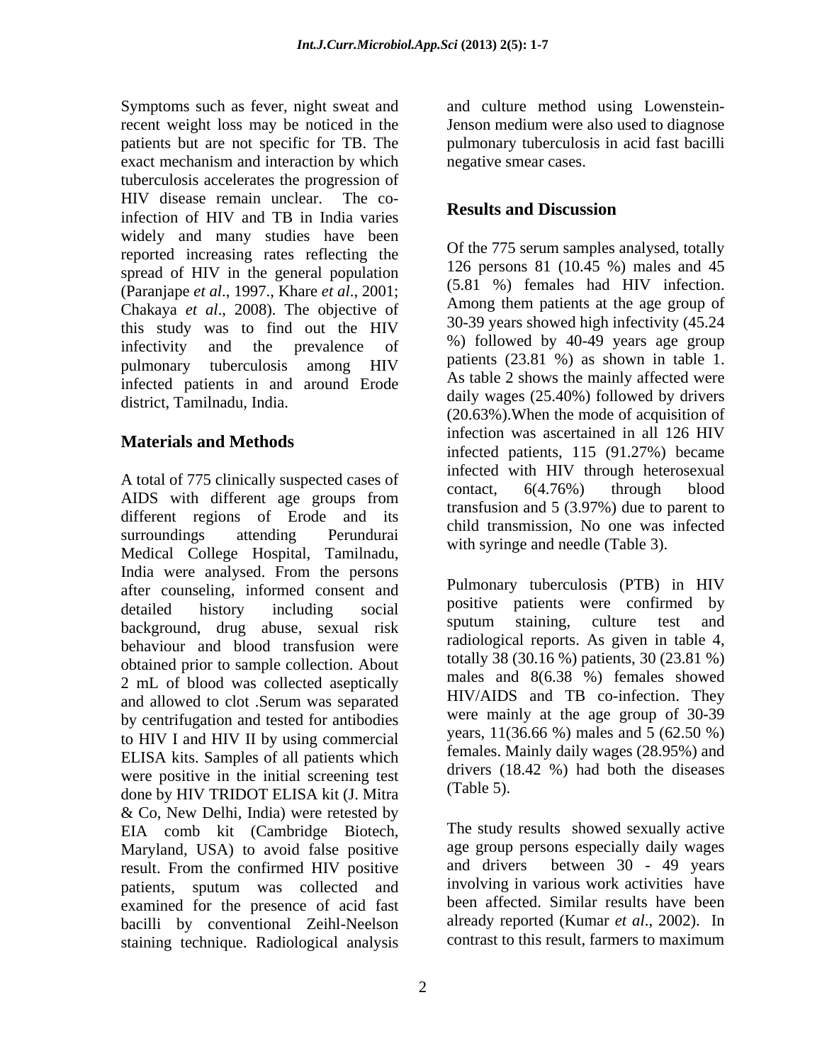Symptoms such as fever, night sweat and recent weight loss may be noticed in the patients but are not specific for TB. The exact mechanism and interaction by which tuberculosis accelerates the progression of HIV disease remain unclear. The co-infection of HIV and TB in India varies widely and many studies have been reported increasing rates reflecting the spread of HIV in the general population (Paranjape *et al*., 1997., Khare *et al*., 2001; Chakaya *et al*., 2008). The objective of this study was to find out the HIV infectivity and the prevalence of pulmonary tuberculosis among HIV infected patients in and around Erode district, Tamilnadu, India.

## Materials and Methods

A total of 775 clinically suspected cases of AIDS with different age groups from different regions of Erode and its surroundings attending Perundurai Medical College Hospital, Tamilnadu, India were analysed. From the persons after counseling, informed consent and detailed history including social background, drug abuse, sexual risk behaviour and blood transfusion were obtained prior to sample collection. About 2 mL of blood was collected aseptically and allowed to clot .Serum was separated by centrifugation and tested for antibodies to HIV I and HIV II by using commercial ELISA kits. Samples of all patients which were positive in the initial screening test done by HIV TRIDOT ELISA kit (J. Mitra & Co, New Delhi, India) were retested by EIA comb kit (Cambridge Biotech, Maryland, USA) to avoid false positive result. From the confirmed HIV positive patients, sputum was collected and examined for the presence of acid fast bacilli by conventional Zeihl-Neelson staining technique. Radiological analysis and culture method using Lowenstein-Jenson medium were also used to diagnose pulmonary tuberculosis in acid fast bacilli negative smear cases.

## Results and Discussion

Of the 775 serum samples analysed, totally 126 persons 81 (10.45 %) males and 45 (5.81 %) females had HIV infection. Among them patients at the age group of 30-39 years showed high infectivity (45.24 %) followed by 40-49 years age group patients (23.81 %) as shown in table 1. As table 2 shows the mainly affected were daily wages (25.40%) followed by drivers (20.63%).When the mode of acquisition of infection was ascertained in all 126 HIV infected patients, 115 (91.27%) became infected with HIV through heterosexual contact, 6(4.76%) through blood transfusion and 5 (3.97%) due to parent to child transmission, No one was infected with syringe and needle (Table 3).

Pulmonary tuberculosis (PTB) in HIV positive patients were confirmed by sputum staining, culture test and radiological reports. As given in table 4, totally 38 (30.16 %) patients, 30 (23.81 %) males and 8(6.38 %) females showed HIV/AIDS and TB co-infection. They were mainly at the age group of 30-39 years, 11(36.66 %) males and 5 (62.50 %) females. Mainly daily wages (28.95%) and drivers (18.42 %) had both the diseases (Table 5).

The study results showed sexually active age group persons especially daily wages and drivers between 30 - 49 years involving in various work activities have been affected. Similar results have been already reported (Kumar *et al*., 2002). In contrast to this result, farmers to maximum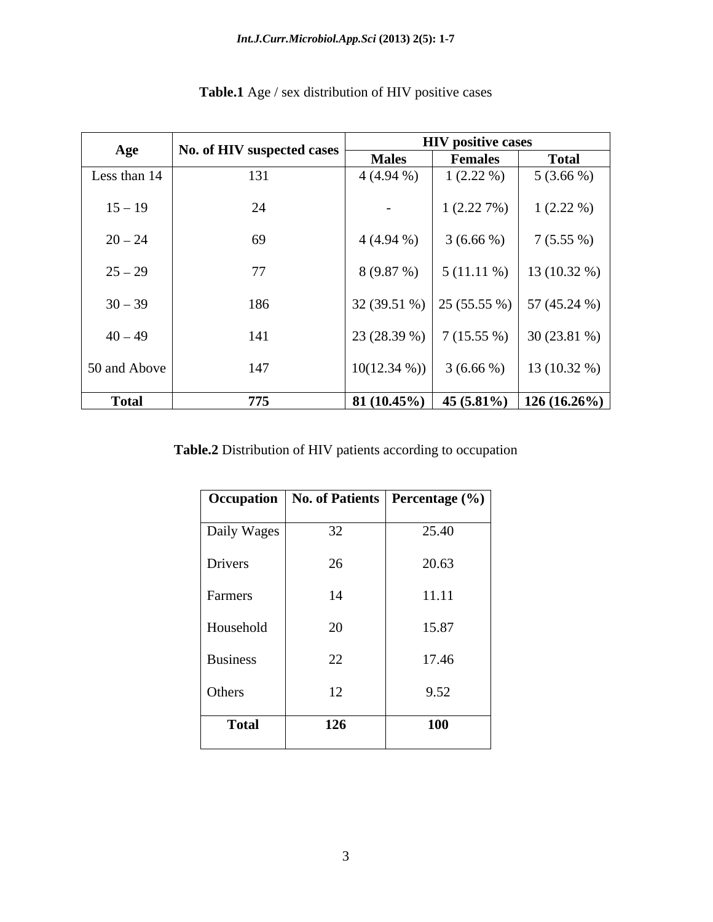**Table.1** Age / sex distribution of HIV positive cases

| Age | No. of HIV suspected cases | HIV positive cases | | |
|---|---|---|---|---|
| | | Males | Females | Total |
| Less than 14 | 131 | 4 (4.94 %) | 1 (2.22 %) | 5 (3.66 %) |
| 15 – 19 | 24 | - | 1 (2.22 7%) | 1 (2.22 %) |
| 20 – 24 | 69 | 4 (4.94 %) | 3 (6.66 %) | 7 (5.55 %) |
| 25 – 29 | 77 | 8 (9.87 %) | 5 (11.11 %) | 13 (10.32 %) |
| 30 – 39 | 186 | 32 (39.51 %) | 25 (55.55 %) | 57 (45.24 %) |
| 40 – 49 | 141 | 23 (28.39 %) | 7 (15.55 %) | 30 (23.81 %) |
| 50 and Above | 147 | 10(12.34 %)) | 3 (6.66 %) | 13 (10.32 %) |
| **Total** | **775** | **81 (10.45%)** | **45 (5.81%)** | **126 (16.26%)** |

**Table.2** Distribution of HIV patients according to occupation

| Occupation | No. of Patients | Percentage (%) |
|---|---|---|
| Daily Wages | 32 | 25.40 |
| Drivers | 26 | 20.63 |
| Farmers | 14 | 11.11 |
| Household | 20 | 15.87 |
| Business | 22 | 17.46 |
| Others | 12 | 9.52 |
| **Total** | **126** | **100** |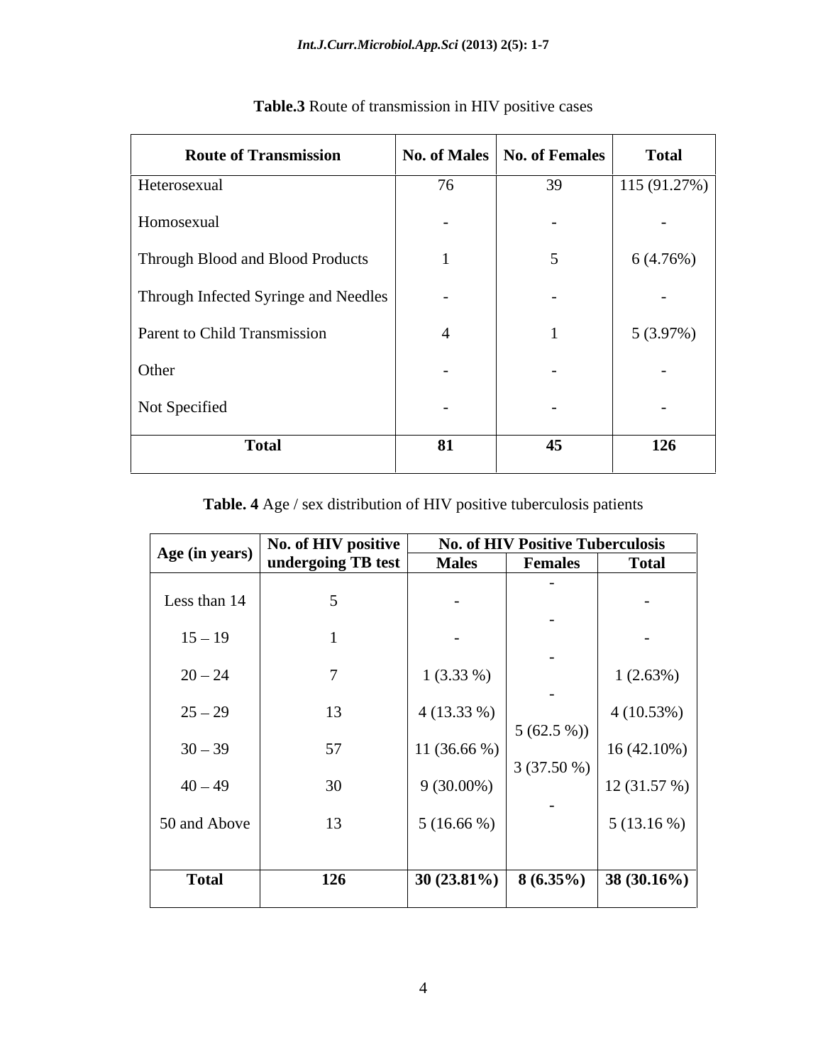**Table.3** Route of transmission in HIV positive cases

| Route of Transmission | No. of Males | No. of Females | Total |
|---|---|---|---|
| Heterosexual | 76 | 39 | 115 (91.27%) |
| Homosexual | - | - | - |
| Through Blood and Blood Products | 1 | 5 | 6 (4.76%) |
| Through Infected Syringe and Needles | - | - | - |
| Parent to Child Transmission | 4 | 1 | 5 (3.97%) |
| Other | - | - | - |
| Not Specified | - | - | - |
| **Total** | **81** | **45** | **126** |

**Table. 4** Age / sex distribution of HIV positive tuberculosis patients

| Age (in years) | No. of HIV positive undergoing TB test | No. of HIV Positive Tuberculosis | | |
|---|---|---|---|---|
| | | Males | Females | Total |
| Less than 14 | 5 | - | - | - |
| 15 – 19 | 1 | - | - | - |
| 20 – 24 | 7 | 1 (3.33 %) | - | 1 (2.63%) |
| 25 – 29 | 13 | 4 (13.33 %) | - | 4 (10.53%) |
| 30 – 39 | 57 | 11 (36.66 %) | 5 (62.5 %)) | 16 (42.10%) |
| 40 – 49 | 30 | 9 (30.00%) | 3 (37.50 %) | 12 (31.57 %) |
| 50 and Above | 13 | 5 (16.66 %) | - | 5 (13.16 %) |
| **Total** | **126** | **30 (23.81%)** | **8 (6.35%)** | **38 (30.16%)** |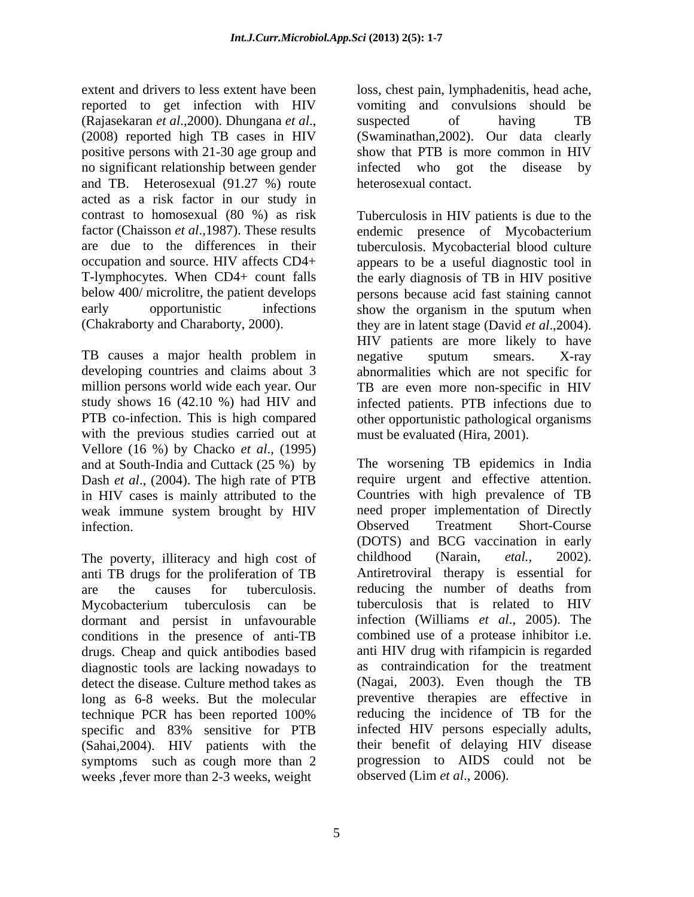extent and drivers to less extent have been reported to get infection with HIV (Rajasekaran *et al*.,2000). Dhungana *et al*., (2008) reported high TB cases in HIV positive persons with 21-30 age group and no significant relationship between gender and TB. Heterosexual (91.27 %) route acted as a risk factor in our study in contrast to homosexual (80 %) as risk factor (Chaisson *et al*.,1987). These results are due to the differences in their occupation and source. HIV affects CD4+ T-lymphocytes. When CD4+ count falls below 400/ microlitre, the patient develops early opportunistic infections (Chakraborty and Charaborty, 2000).

TB causes a major health problem in developing countries and claims about 3 million persons world wide each year. Our study shows 16 (42.10 %) had HIV and PTB co-infection. This is high compared with the previous studies carried out at Vellore (16 %) by Chacko *et al*., (1995) and at South-India and Cuttack (25 %) by Dash *et al*., (2004). The high rate of PTB in HIV cases is mainly attributed to the weak immune system brought by HIV infection.

The poverty, illiteracy and high cost of anti TB drugs for the proliferation of TB are the causes for tuberculosis. Mycobacterium tuberculosis can be dormant and persist in unfavourable conditions in the presence of anti-TB drugs. Cheap and quick antibodies based diagnostic tools are lacking nowadays to detect the disease. Culture method takes as long as 6-8 weeks. But the molecular technique PCR has been reported 100% specific and 83% sensitive for PTB (Sahai,2004). HIV patients with the symptoms such as cough more than 2 weeks ,fever more than 2-3 weeks, weight loss, chest pain, lymphadenitis, head ache, vomiting and convulsions should be suspected of having TB (Swaminathan,2002). Our data clearly show that PTB is more common in HIV infected who got the disease by heterosexual contact.

Tuberculosis in HIV patients is due to the endemic presence of Mycobacterium tuberculosis. Mycobacterial blood culture appears to be a useful diagnostic tool in the early diagnosis of TB in HIV positive persons because acid fast staining cannot show the organism in the sputum when they are in latent stage (David *et al*.,2004). HIV patients are more likely to have negative sputum smears. X-ray abnormalities which are not specific for TB are even more non-specific in HIV infected patients. PTB infections due to other opportunistic pathological organisms must be evaluated (Hira, 2001).

The worsening TB epidemics in India require urgent and effective attention. Countries with high prevalence of TB need proper implementation of Directly Observed Treatment Short-Course (DOTS) and BCG vaccination in early childhood (Narain, *etal.,* 2002). Antiretroviral therapy is essential for reducing the number of deaths from tuberculosis that is related to HIV infection (Williams *et al*., 2005). The combined use of a protease inhibitor i.e. anti HIV drug with rifampicin is regarded as contraindication for the treatment (Nagai, 2003). Even though the TB preventive therapies are effective in reducing the incidence of TB for the infected HIV persons especially adults, their benefit of delaying HIV disease progression to AIDS could not be observed (Lim *et al*., 2006).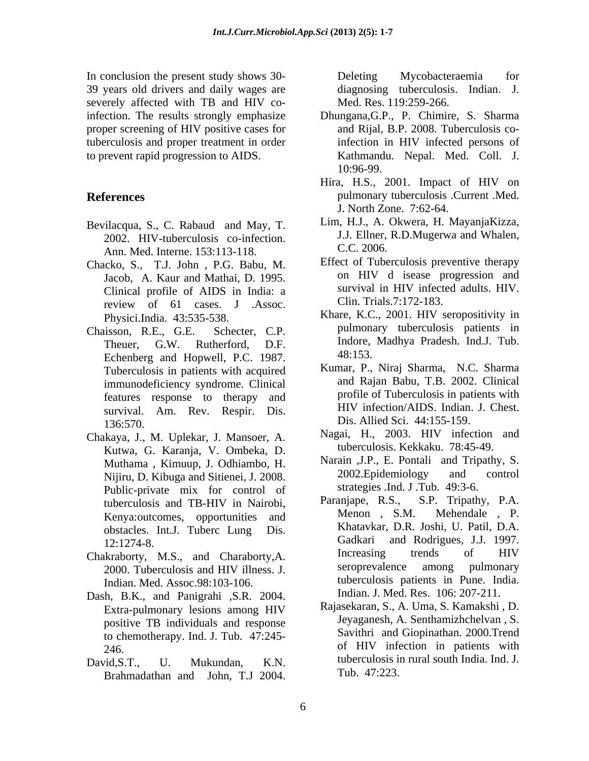In conclusion the present study shows 30-39 years old drivers and daily wages are severely affected with TB and HIV co-infection. The results strongly emphasize proper screening of HIV positive cases for tuberculosis and proper treatment in order to prevent rapid progression to AIDS.

## References

Bevilacqua, S., C. Rabaud and May, T. 2002. HIV-tuberculosis co-infection. Ann. Med. Interne. 153:113-118.

Chacko, S., T.J. John , P.G. Babu, M. Jacob, A. Kaur and Mathai, D. 1995. Clinical profile of AIDS in India: a review of 61 cases. J .Assoc. Physici.India. 43:535-538.

Chaisson, R.E., G.E. Schecter, C.P. Theuer, G.W. Rutherford, D.F. Echenberg and Hopwell, P.C. 1987. Tuberculosis in patients with acquired immunodeficiency syndrome. Clinical features response to therapy and survival. Am. Rev. Respir. Dis. 136:570.

Chakaya, J., M. Uplekar, J. Mansoer, A. Kutwa, G. Karanja, V. Ombeka, D. Muthama , Kimuup, J. Odhiambo, H. Nijiru, D. Kibuga and Sitienei, J. 2008. Public-private mix for control of tuberculosis and TB-HIV in Nairobi, Kenya:outcomes, opportunities and obstacles. Int.J. Tuberc Lung Dis. 12:1274-8.

Chakraborty, M.S., and Charaborty,A. 2000. Tuberculosis and HIV illness. J. Indian. Med. Assoc.98:103-106.

Dash, B.K., and Panigrahi ,S.R. 2004. Extra-pulmonary lesions among HIV positive TB individuals and response to chemotherapy. Ind. J. Tub. 47:245-246.

David,S.T., U. Mukundan, K.N. Brahmadathan and John, T.J 2004. Deleting Mycobacteraemia for diagnosing tuberculosis. Indian. J. Med. Res. 119:259-266.

Dhungana,G.P., P. Chimire, S. Sharma and Rijal, B.P. 2008. Tuberculosis co-infection in HIV infected persons of Kathmandu. Nepal. Med. Coll. J. 10:96-99.

Hira, H.S., 2001. Impact of HIV on pulmonary tuberculosis .Current .Med. J. North Zone. 7:62-64.

Lim, H.J., A. Okwera, H. MayanjaKizza, J.J. Ellner, R.D.Mugerwa and Whalen, C.C. 2006.

Effect of Tuberculosis preventive therapy on HIV d isease progression and survival in HIV infected adults. HIV. Clin. Trials.7:172-183.

Khare, K.C., 2001. HIV seropositivity in pulmonary tuberculosis patients in Indore, Madhya Pradesh. Ind.J. Tub. 48:153.

Kumar, P., Niraj Sharma, N.C. Sharma and Rajan Babu, T.B. 2002. Clinical profile of Tuberculosis in patients with HIV infection/AIDS. Indian. J. Chest. Dis. Allied Sci. 44:155-159.

Nagai, H., 2003. HIV infection and tuberculosis. Kekkaku. 78:45-49.

Narain ,J.P., E. Pontali and Tripathy, S. 2002.Epidemiology and control strategies .Ind. J .Tub. 49:3-6.

Paranjape, R.S., S.P. Tripathy, P.A. Menon , S.M. Mehendale , P. Khatavkar, D.R. Joshi, U. Patil, D.A. Gadkari and Rodrigues, J.J. 1997. Increasing trends of HIV seroprevalence among pulmonary tuberculosis patients in Pune. India. Indian. J. Med. Res. 106: 207-211.

Rajasekaran, S., A. Uma, S. Kamakshi , D. Jeyaganesh, A. Senthamizhchelvan , S. Savithri and Giopinathan. 2000.Trend of HIV infection in patients with tuberculosis in rural south India. Ind. J. Tub. 47:223.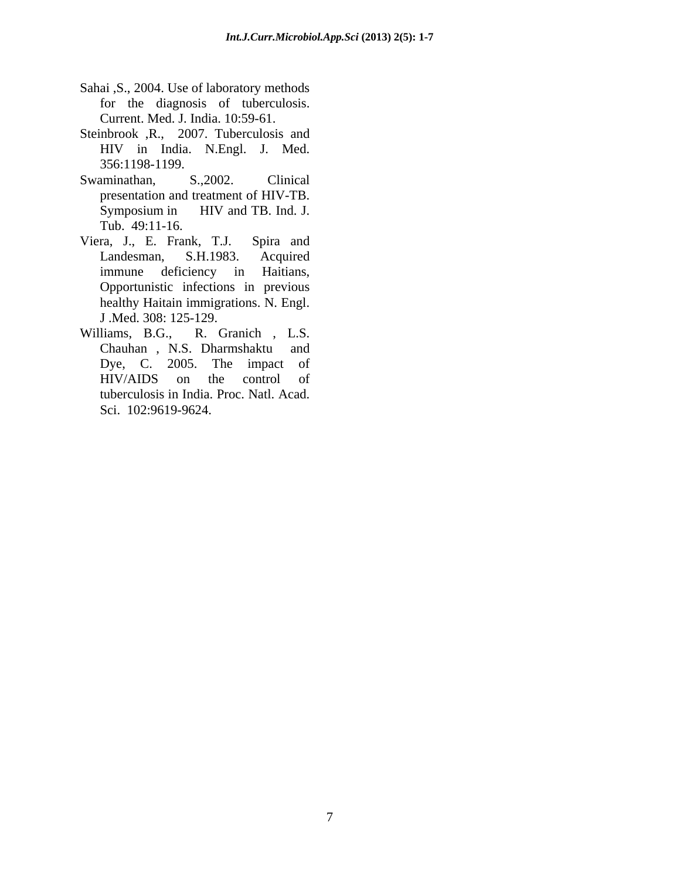Sahai ,S., 2004. Use of laboratory methods for the diagnosis of tuberculosis. Current. Med. J. India. 10:59-61.

Steinbrook ,R., 2007. Tuberculosis and HIV in India. N.Engl. J. Med. 356:1198-1199.

Swaminathan, S.,2002. Clinical presentation and treatment of HIV-TB. Symposium in HIV and TB. Ind. J. Tub. 49:11-16.

Viera, J., E. Frank, T.J. Spira and Landesman, S.H.1983. Acquired immune deficiency in Haitians, Opportunistic infections in previous healthy Haitain immigrations. N. Engl. J .Med. 308: 125-129.

Williams, B.G., R. Granich , L.S. Chauhan , N.S. Dharmshaktu and Dye, C. 2005. The impact of HIV/AIDS on the control of tuberculosis in India. Proc. Natl. Acad. Sci. 102:9619-9624.